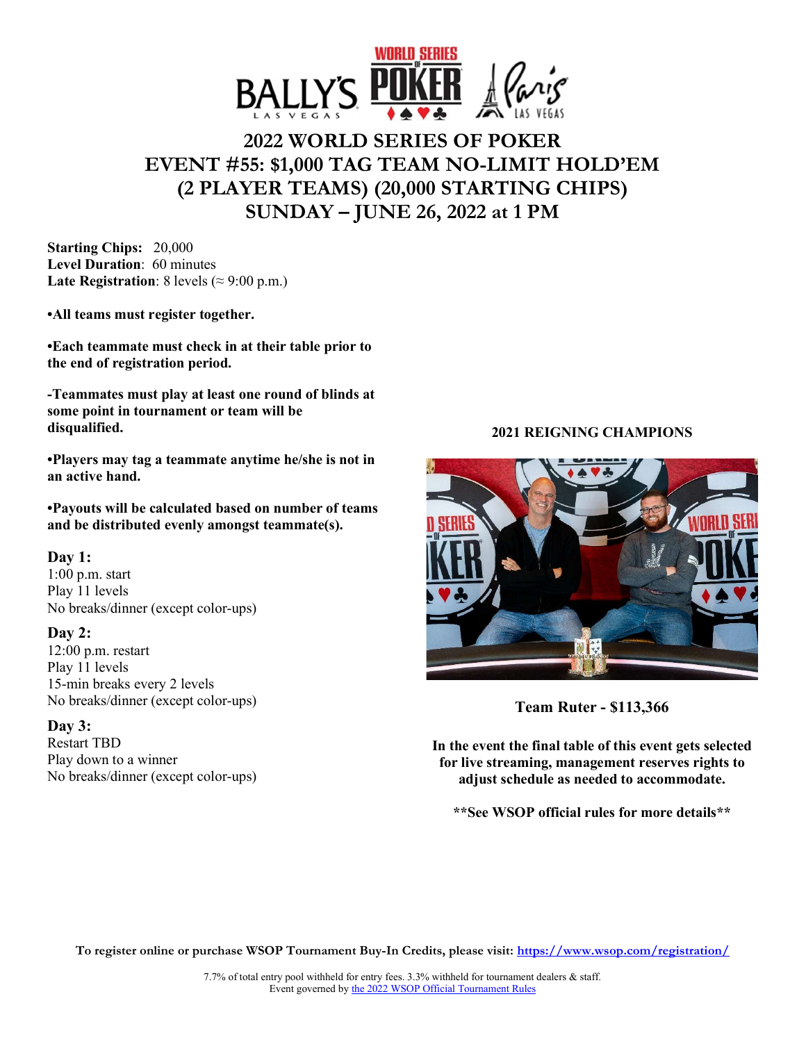# 2022 WORLD SERIES OF POKER
# EVENT #55: $1,000 TAG TEAM NO-LIMIT HOLD'EM (2 PLAYER TEAMS) (20,000 STARTING CHIPS)
# SUNDAY – JUNE 26, 2022 at 1 PM

**Starting Chips:** 20,000
**Level Duration**: 60 minutes
**Late Registration**: 8 levels (≈ 9:00 p.m.)

**•All teams must register together.**

**•Each teammate must check in at their table prior to the end of registration period.**

**-Teammates must play at least one round of blinds at some point in tournament or team will be disqualified.**

**•Players may tag a teammate anytime he/she is not in an active hand.**

**•Payouts will be calculated based on number of teams and be distributed evenly amongst teammate(s).**

**Day 1:**
1:00 p.m. start
Play 11 levels
No breaks/dinner (except color-ups)

**Day 2:**
12:00 p.m. restart
Play 11 levels
15-min breaks every 2 levels
No breaks/dinner (except color-ups)

**Day 3:**
Restart TBD
Play down to a winner
No breaks/dinner (except color-ups)

**2021 REIGNING CHAMPIONS**

**Team Ruter - $113,366**

**In the event the final table of this event gets selected for live streaming, management reserves rights to adjust schedule as needed to accommodate.**

**\*\*See WSOP official rules for more details\*\***

**To register online or purchase WSOP Tournament Buy-In Credits, please visit: https://www.wsop.com/registration/**

7.7% of total entry pool withheld for entry fees. 3.3% withheld for tournament dealers & staff.
Event governed by the 2022 WSOP Official Tournament Rules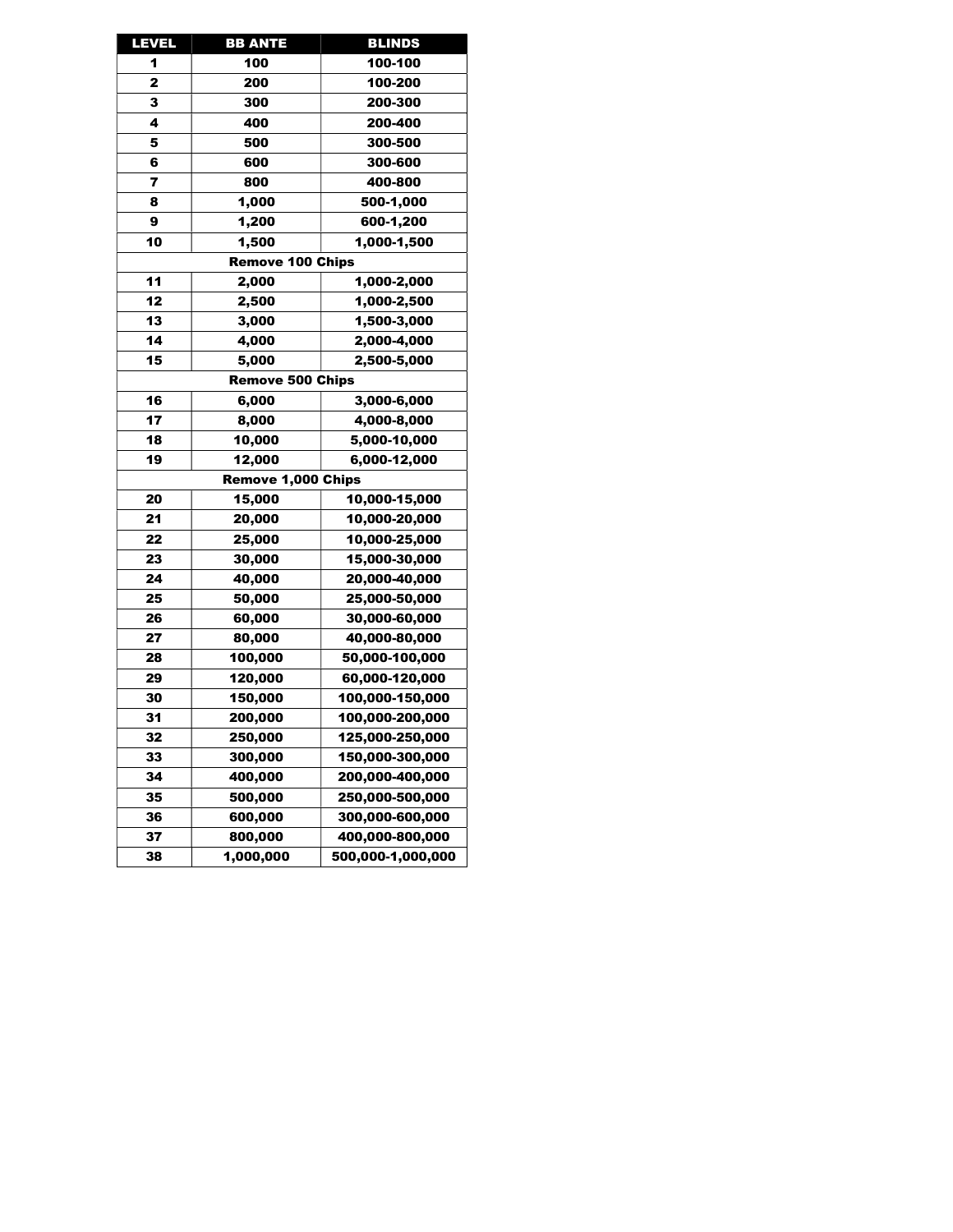| LEVEL | BB ANTE | BLINDS |
|---|---|---|
| 1 | 100 | 100-100 |
| 2 | 200 | 100-200 |
| 3 | 300 | 200-300 |
| 4 | 400 | 200-400 |
| 5 | 500 | 300-500 |
| 6 | 600 | 300-600 |
| 7 | 800 | 400-800 |
| 8 | 1,000 | 500-1,000 |
| 9 | 1,200 | 600-1,200 |
| 10 | 1,500 | 1,000-1,500 |
| Remove 100 Chips | | |
| 11 | 2,000 | 1,000-2,000 |
| 12 | 2,500 | 1,000-2,500 |
| 13 | 3,000 | 1,500-3,000 |
| 14 | 4,000 | 2,000-4,000 |
| 15 | 5,000 | 2,500-5,000 |
| Remove 500 Chips | | |
| 16 | 6,000 | 3,000-6,000 |
| 17 | 8,000 | 4,000-8,000 |
| 18 | 10,000 | 5,000-10,000 |
| 19 | 12,000 | 6,000-12,000 |
| Remove 1,000 Chips | | |
| 20 | 15,000 | 10,000-15,000 |
| 21 | 20,000 | 10,000-20,000 |
| 22 | 25,000 | 10,000-25,000 |
| 23 | 30,000 | 15,000-30,000 |
| 24 | 40,000 | 20,000-40,000 |
| 25 | 50,000 | 25,000-50,000 |
| 26 | 60,000 | 30,000-60,000 |
| 27 | 80,000 | 40,000-80,000 |
| 28 | 100,000 | 50,000-100,000 |
| 29 | 120,000 | 60,000-120,000 |
| 30 | 150,000 | 100,000-150,000 |
| 31 | 200,000 | 100,000-200,000 |
| 32 | 250,000 | 125,000-250,000 |
| 33 | 300,000 | 150,000-300,000 |
| 34 | 400,000 | 200,000-400,000 |
| 35 | 500,000 | 250,000-500,000 |
| 36 | 600,000 | 300,000-600,000 |
| 37 | 800,000 | 400,000-800,000 |
| 38 | 1,000,000 | 500,000-1,000,000 |